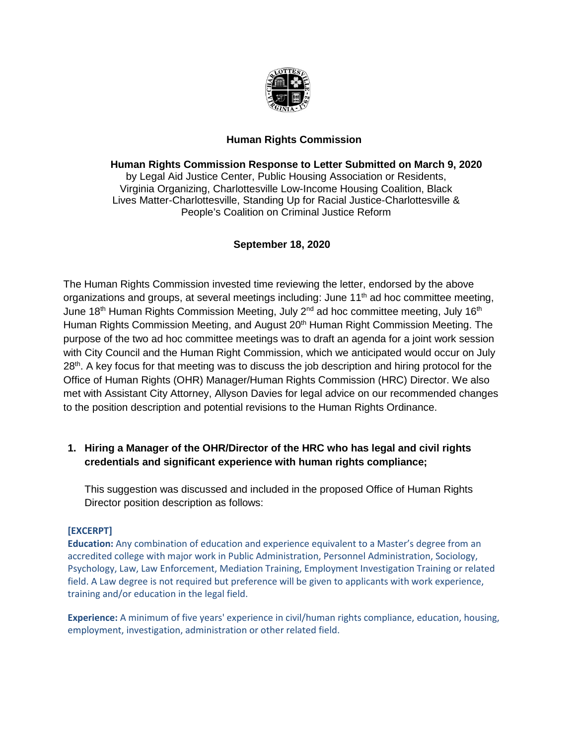## Human Rights Commission

**Human Rights Commission Response to Letter Submitted on March 9, 2020**
by Legal Aid Justice Center, Public Housing Association or Residents, Virginia Organizing, Charlottesville Low-Income Housing Coalition, Black Lives Matter-Charlottesville, Standing Up for Racial Justice-Charlottesville & People's Coalition on Criminal Justice Reform

**September 18, 2020**

The Human Rights Commission invested time reviewing the letter, endorsed by the above organizations and groups, at several meetings including: June 11th ad hoc committee meeting, June 18th Human Rights Commission Meeting, July 2nd ad hoc committee meeting, July 16th Human Rights Commission Meeting, and August 20th Human Right Commission Meeting. The purpose of the two ad hoc committee meetings was to draft an agenda for a joint work session with City Council and the Human Right Commission, which we anticipated would occur on July 28th. A key focus for that meeting was to discuss the job description and hiring protocol for the Office of Human Rights (OHR) Manager/Human Rights Commission (HRC) Director. We also met with Assistant City Attorney, Allyson Davies for legal advice on our recommended changes to the position description and potential revisions to the Human Rights Ordinance.

1. **Hiring a Manager of the OHR/Director of the HRC who has legal and civil rights credentials and significant experience with human rights compliance;**

   This suggestion was discussed and included in the proposed Office of Human Rights Director position description as follows:

**[EXCERPT]**

**Education:** Any combination of education and experience equivalent to a Master's degree from an accredited college with major work in Public Administration, Personnel Administration, Sociology, Psychology, Law, Law Enforcement, Mediation Training, Employment Investigation Training or related field. A Law degree is not required but preference will be given to applicants with work experience, training and/or education in the legal field.

**Experience:** A minimum of five years' experience in civil/human rights compliance, education, housing, employment, investigation, administration or other related field.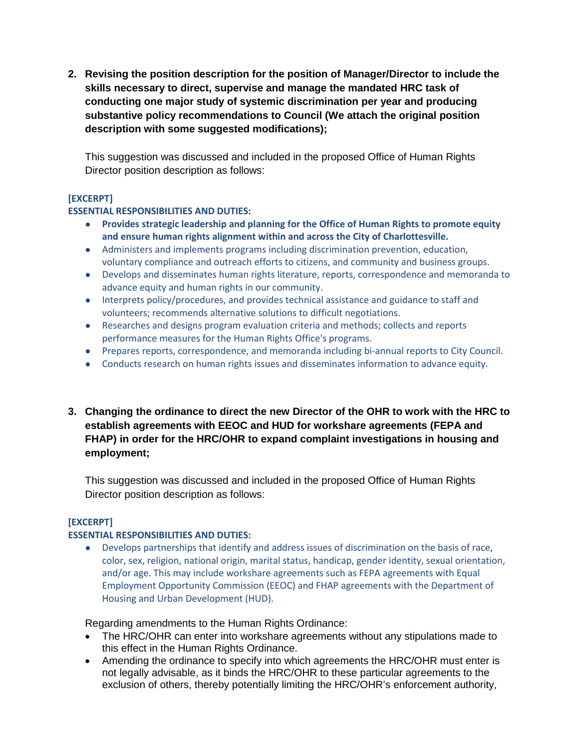2. **Revising the position description for the position of Manager/Director to include the skills necessary to direct, supervise and manage the mandated HRC task of conducting one major study of systemic discrimination per year and producing substantive policy recommendations to Council (We attach the original position description with some suggested modifications);**

   This suggestion was discussed and included in the proposed Office of Human Rights Director position description as follows:

**[EXCERPT]**
**ESSENTIAL RESPONSIBILITIES AND DUTIES:**

- **Provides strategic leadership and planning for the Office of Human Rights to promote equity and ensure human rights alignment within and across the City of Charlottesville.**
- Administers and implements programs including discrimination prevention, education, voluntary compliance and outreach efforts to citizens, and community and business groups.
- Develops and disseminates human rights literature, reports, correspondence and memoranda to advance equity and human rights in our community.
- Interprets policy/procedures, and provides technical assistance and guidance to staff and volunteers; recommends alternative solutions to difficult negotiations.
- Researches and designs program evaluation criteria and methods; collects and reports performance measures for the Human Rights Office's programs.
- Prepares reports, correspondence, and memoranda including bi-annual reports to City Council.
- Conducts research on human rights issues and disseminates information to advance equity.

3. **Changing the ordinance to direct the new Director of the OHR to work with the HRC to establish agreements with EEOC and HUD for workshare agreements (FEPA and FHAP) in order for the HRC/OHR to expand complaint investigations in housing and employment;**

   This suggestion was discussed and included in the proposed Office of Human Rights Director position description as follows:

**[EXCERPT]**
**ESSENTIAL RESPONSIBILITIES AND DUTIES:**

- Develops partnerships that identify and address issues of discrimination on the basis of race, color, sex, religion, national origin, marital status, handicap, gender identity, sexual orientation, and/or age. This may include workshare agreements such as FEPA agreements with Equal Employment Opportunity Commission (EEOC) and FHAP agreements with the Department of Housing and Urban Development (HUD).

Regarding amendments to the Human Rights Ordinance:

- The HRC/OHR can enter into workshare agreements without any stipulations made to this effect in the Human Rights Ordinance.
- Amending the ordinance to specify into which agreements the HRC/OHR must enter is not legally advisable, as it binds the HRC/OHR to these particular agreements to the exclusion of others, thereby potentially limiting the HRC/OHR's enforcement authority,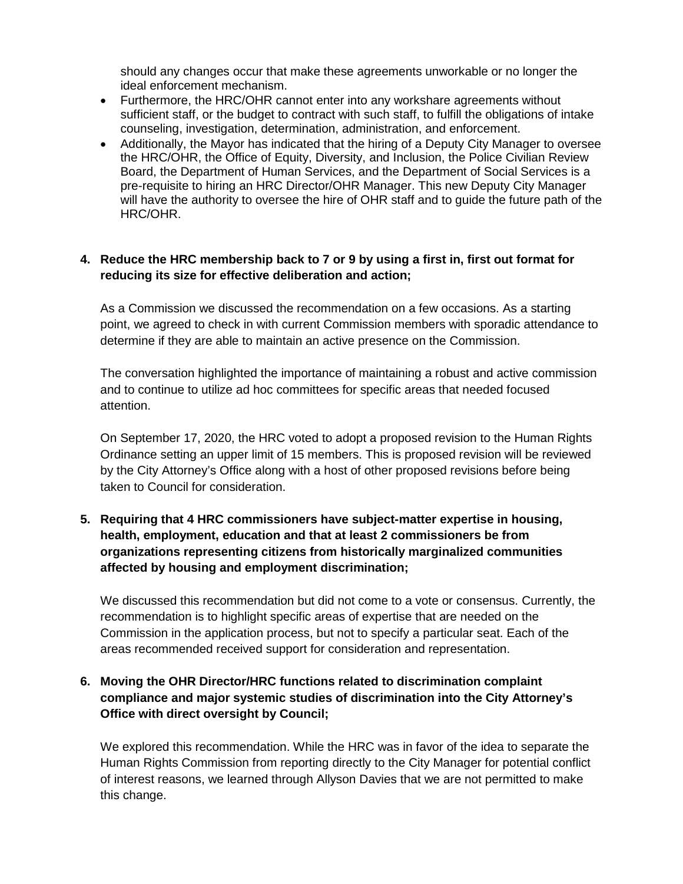should any changes occur that make these agreements unworkable or no longer the ideal enforcement mechanism.

- Furthermore, the HRC/OHR cannot enter into any workshare agreements without sufficient staff, or the budget to contract with such staff, to fulfill the obligations of intake counseling, investigation, determination, administration, and enforcement.
- Additionally, the Mayor has indicated that the hiring of a Deputy City Manager to oversee the HRC/OHR, the Office of Equity, Diversity, and Inclusion, the Police Civilian Review Board, the Department of Human Services, and the Department of Social Services is a pre-requisite to hiring an HRC Director/OHR Manager. This new Deputy City Manager will have the authority to oversee the hire of OHR staff and to guide the future path of the HRC/OHR.

**4. Reduce the HRC membership back to 7 or 9 by using a first in, first out format for reducing its size for effective deliberation and action;**

As a Commission we discussed the recommendation on a few occasions. As a starting point, we agreed to check in with current Commission members with sporadic attendance to determine if they are able to maintain an active presence on the Commission.

The conversation highlighted the importance of maintaining a robust and active commission and to continue to utilize ad hoc committees for specific areas that needed focused attention.

On September 17, 2020, the HRC voted to adopt a proposed revision to the Human Rights Ordinance setting an upper limit of 15 members. This is proposed revision will be reviewed by the City Attorney's Office along with a host of other proposed revisions before being taken to Council for consideration.

**5. Requiring that 4 HRC commissioners have subject-matter expertise in housing, health, employment, education and that at least 2 commissioners be from organizations representing citizens from historically marginalized communities affected by housing and employment discrimination;**

We discussed this recommendation but did not come to a vote or consensus. Currently, the recommendation is to highlight specific areas of expertise that are needed on the Commission in the application process, but not to specify a particular seat. Each of the areas recommended received support for consideration and representation.

**6. Moving the OHR Director/HRC functions related to discrimination complaint compliance and major systemic studies of discrimination into the City Attorney's Office with direct oversight by Council;**

We explored this recommendation. While the HRC was in favor of the idea to separate the Human Rights Commission from reporting directly to the City Manager for potential conflict of interest reasons, we learned through Allyson Davies that we are not permitted to make this change.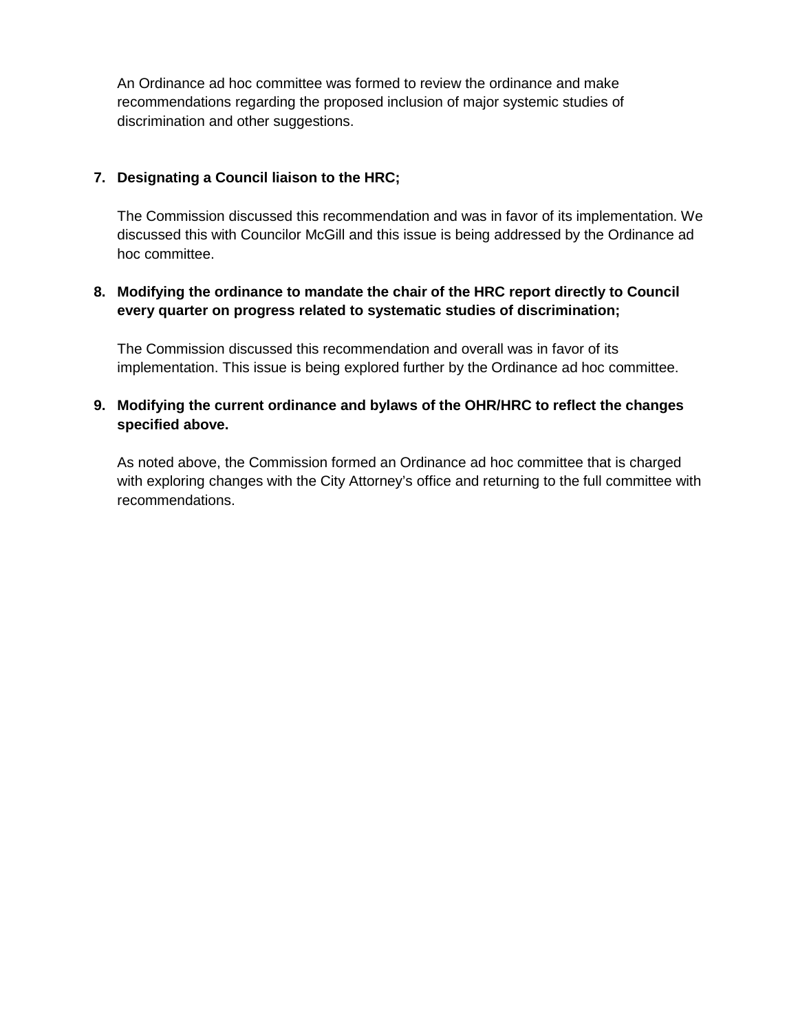An Ordinance ad hoc committee was formed to review the ordinance and make recommendations regarding the proposed inclusion of major systemic studies of discrimination and other suggestions.

7. **Designating a Council liaison to the HRC;**

   The Commission discussed this recommendation and was in favor of its implementation. We discussed this with Councilor McGill and this issue is being addressed by the Ordinance ad hoc committee.

8. **Modifying the ordinance to mandate the chair of the HRC report directly to Council every quarter on progress related to systematic studies of discrimination;**

   The Commission discussed this recommendation and overall was in favor of its implementation. This issue is being explored further by the Ordinance ad hoc committee.

9. **Modifying the current ordinance and bylaws of the OHR/HRC to reflect the changes specified above.**

   As noted above, the Commission formed an Ordinance ad hoc committee that is charged with exploring changes with the City Attorney's office and returning to the full committee with recommendations.